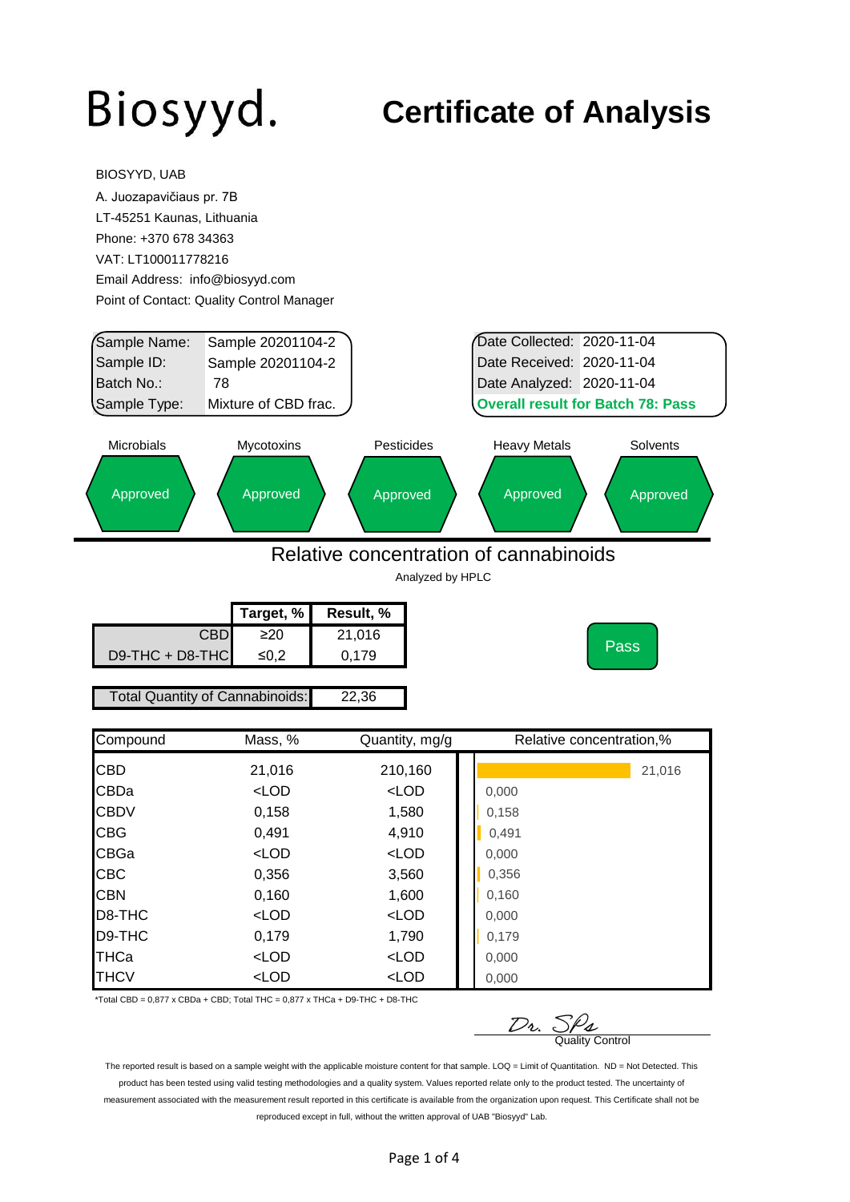# Biosyyd.

# Certificate of Analysis

BIOSYYD, UAB
A. Juozapavičiaus pr. 7B
LT-45251 Kaunas, Lithuania
Phone: +370 678 34363
VAT: LT100011778216
Email Address: info@biosyyd.com
Point of Contact: Quality Control Manager

| | |
|---|---|
| Sample Name: | Sample 20201104-2 |
| Sample ID: | Sample 20201104-2 |
| Batch No.: | 78 |
| Sample Type: | Mixture of CBD frac. |

| | |
|---|---|
| Date Collected: | 2020-11-04 |
| Date Received: | 2020-11-04 |
| Date Analyzed: | 2020-11-04 |

**Overall result for Batch 78: Pass**

| Microbials | Mycotoxins | Pesticides | Heavy Metals | Solvents |
|---|---|---|---|---|
| Approved | Approved | Approved | Approved | Approved |

## Relative concentration of cannabinoids

Analyzed by HPLC

| | Target, % | Result, % |
|---|---|---|
| CBD | ≥20 | 21,016 |
| D9-THC + D8-THC | ≤0,2 | 0,179 |

Pass

| Total Quantity of Cannabinoids: | 22,36 |
|---|---|

| Compound | Mass, % | Quantity, mg/g | Relative concentration,% |
|---|---|---|---|
| CBD | 21,016 | 210,160 | 21,016 |
| CBDa | <LOD | <LOD | 0,000 |
| CBDV | 0,158 | 1,580 | 0,158 |
| CBG | 0,491 | 4,910 | 0,491 |
| CBGa | <LOD | <LOD | 0,000 |
| CBC | 0,356 | 3,560 | 0,356 |
| CBN | 0,160 | 1,600 | 0,160 |
| D8-THC | <LOD | <LOD | 0,000 |
| D9-THC | 0,179 | 1,790 | 0,179 |
| THCa | <LOD | <LOD | 0,000 |
| THCV | <LOD | <LOD | 0,000 |

*Total CBD = 0,877 x CBDa + CBD; Total THC = 0,877 x THCa + D9-THC + D8-THC

Dr. SPs
Quality Control

The reported result is based on a sample weight with the applicable moisture content for that sample. LOQ = Limit of Quantitation. ND = Not Detected. This product has been tested using valid testing methodologies and a quality system. Values reported relate only to the product tested. The uncertainty of measurement associated with the measurement result reported in this certificate is available from the organization upon request. This Certificate shall not be reproduced except in full, without the written approval of UAB "Biosyyd" Lab.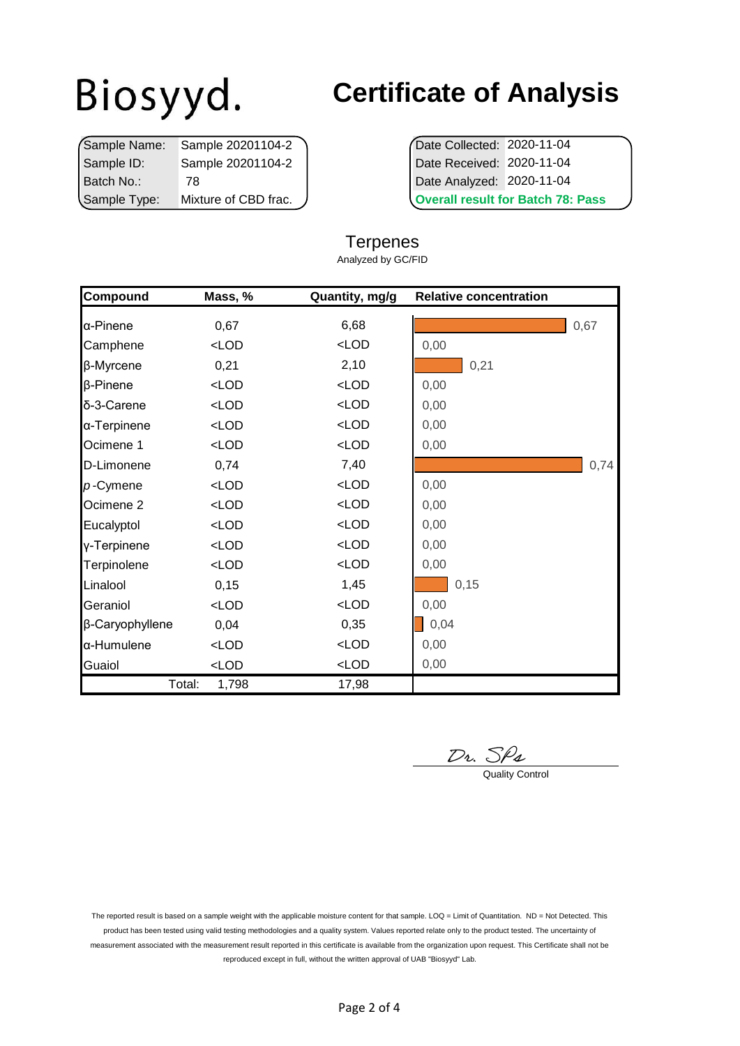# Biosyyd.

# Certificate of Analysis

| | |
|---|---|
| Sample Name: | Sample 20201104-2 |
| Sample ID: | Sample 20201104-2 |
| Batch No.: | 78 |
| Sample Type: | Mixture of CBD frac. |

| | |
|---|---|
| Date Collected: | 2020-11-04 |
| Date Received: | 2020-11-04 |
| Date Analyzed: | 2020-11-04 |

**Overall result for Batch 78: Pass**

## Terpenes

Analyzed by GC/FID

| Compound | Mass, % | Quantity, mg/g | Relative concentration |
|---|---|---|---|
| α-Pinene | 0,67 | 6,68 | 0,67 |
| Camphene | <LOD | <LOD | 0,00 |
| β-Myrcene | 0,21 | 2,10 | 0,21 |
| β-Pinene | <LOD | <LOD | 0,00 |
| δ-3-Carene | <LOD | <LOD | 0,00 |
| α-Terpinene | <LOD | <LOD | 0,00 |
| Ocimene 1 | <LOD | <LOD | 0,00 |
| D-Limonene | 0,74 | 7,40 | 0,74 |
| *p*-Cymene | <LOD | <LOD | 0,00 |
| Ocimene 2 | <LOD | <LOD | 0,00 |
| Eucalyptol | <LOD | <LOD | 0,00 |
| γ-Terpinene | <LOD | <LOD | 0,00 |
| Terpinolene | <LOD | <LOD | 0,00 |
| Linalool | 0,15 | 1,45 | 0,15 |
| Geraniol | <LOD | <LOD | 0,00 |
| β-Caryophyllene | 0,04 | 0,35 | 0,04 |
| α-Humulene | <LOD | <LOD | 0,00 |
| Guaiol | <LOD | <LOD | 0,00 |
| Total: | 1,798 | 17,98 | |

Dr. SPs

Quality Control

The reported result is based on a sample weight with the applicable moisture content for that sample. LOQ = Limit of Quantitation. ND = Not Detected. This product has been tested using valid testing methodologies and a quality system. Values reported relate only to the product tested. The uncertainty of measurement associated with the measurement result reported in this certificate is available from the organization upon request. This Certificate shall not be reproduced except in full, without the written approval of UAB "Biosyyd" Lab.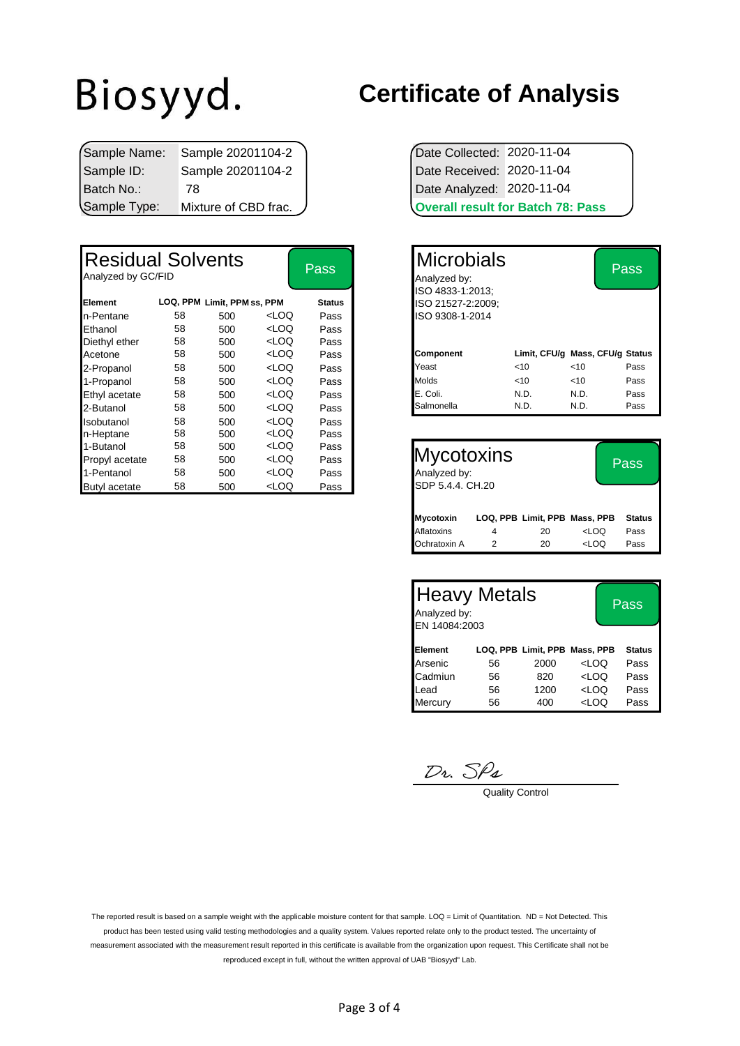# Biosyyd.

# Certificate of Analysis

| | |
|---|---|
| Sample Name: | Sample 20201104-2 |
| Sample ID: | Sample 20201104-2 |
| Batch No.: | 78 |
| Sample Type: | Mixture of CBD frac. |

| | |
|---|---|
| Date Collected: | 2020-11-04 |
| Date Received: | 2020-11-04 |
| Date Analyzed: | 2020-11-04 |

**Overall result for Batch 78: Pass**

## Residual Solvents — Pass

Analyzed by GC/FID

| Element | LOQ, PPM | Limit, PPM | Mass, PPM | Status |
|---|---|---|---|---|
| n-Pentane | 58 | 500 | <LOQ | Pass |
| Ethanol | 58 | 500 | <LOQ | Pass |
| Diethyl ether | 58 | 500 | <LOQ | Pass |
| Acetone | 58 | 500 | <LOQ | Pass |
| 2-Propanol | 58 | 500 | <LOQ | Pass |
| 1-Propanol | 58 | 500 | <LOQ | Pass |
| Ethyl acetate | 58 | 500 | <LOQ | Pass |
| 2-Butanol | 58 | 500 | <LOQ | Pass |
| Isobutanol | 58 | 500 | <LOQ | Pass |
| n-Heptane | 58 | 500 | <LOQ | Pass |
| 1-Butanol | 58 | 500 | <LOQ | Pass |
| Propyl acetate | 58 | 500 | <LOQ | Pass |
| 1-Pentanol | 58 | 500 | <LOQ | Pass |
| Butyl acetate | 58 | 500 | <LOQ | Pass |

## Microbials — Pass

Analyzed by:
ISO 4833-1:2013;
ISO 21527-2:2009;
ISO 9308-1-2014

| Component | Limit, CFU/g | Mass, CFU/g | Status |
|---|---|---|---|
| Yeast | <10 | <10 | Pass |
| Molds | <10 | <10 | Pass |
| E. Coli. | N.D. | N.D. | Pass |
| Salmonella | N.D. | N.D. | Pass |

## Mycotoxins — Pass

Analyzed by:
SDP 5.4.4. CH.20

| Mycotoxin | LOQ, PPB | Limit, PPB | Mass, PPB | Status |
|---|---|---|---|---|
| Aflatoxins | 4 | 20 | <LOQ | Pass |
| Ochratoxin A | 2 | 20 | <LOQ | Pass |

## Heavy Metals — Pass

Analyzed by:
EN 14084:2003

| Element | LOQ, PPB | Limit, PPB | Mass, PPB | Status |
|---|---|---|---|---|
| Arsenic | 56 | 2000 | <LOQ | Pass |
| Cadmiun | 56 | 820 | <LOQ | Pass |
| Lead | 56 | 1200 | <LOQ | Pass |
| Mercury | 56 | 400 | <LOQ | Pass |

*Dr. SPs*

Quality Control

The reported result is based on a sample weight with the applicable moisture content for that sample. LOQ = Limit of Quantitation. ND = Not Detected. This product has been tested using valid testing methodologies and a quality system. Values reported relate only to the product tested. The uncertainty of measurement associated with the measurement result reported in this certificate is available from the organization upon request. This Certificate shall not be reproduced except in full, without the written approval of UAB "Biosyyd" Lab.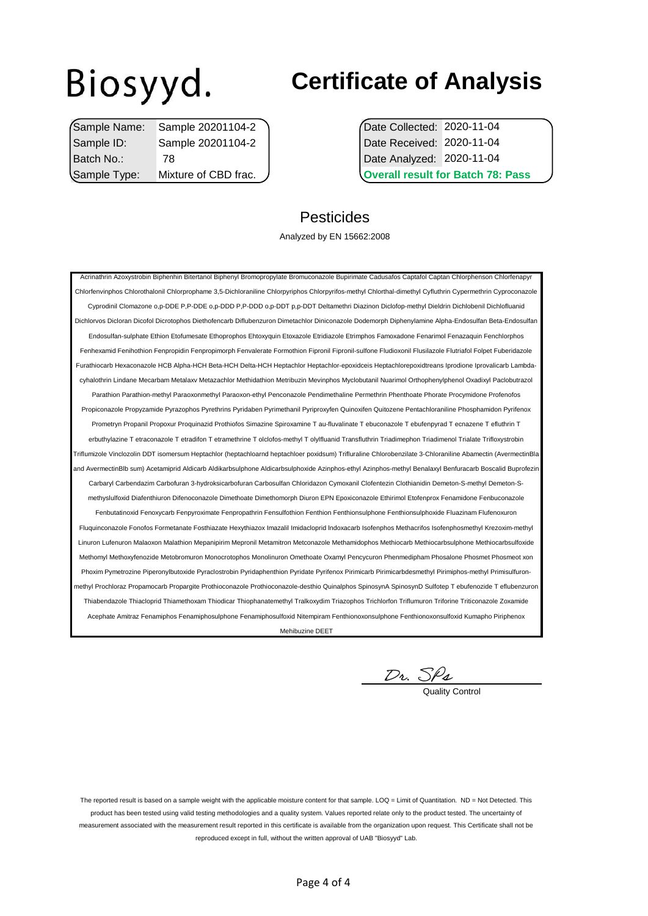# Biosyyd.

# Certificate of Analysis

| | |
|---|---|
| Sample Name: | Sample 20201104-2 |
| Sample ID: | Sample 20201104-2 |
| Batch No.: | 78 |
| Sample Type: | Mixture of CBD frac. |

| | |
|---|---|
| Date Collected: | 2020-11-04 |
| Date Received: | 2020-11-04 |
| Date Analyzed: | 2020-11-04 |

**Overall result for Batch 78: Pass**

## Pesticides

Analyzed by EN 15662:2008

Acrinathrin Azoxystrobin Biphenhin Bitertanol Biphenyl Bromopropylate Bromuconazole Bupirimate Cadusafos Captafol Captan Chlorphenson Chlorfenapyr Chlorfenvinphos Chlorothalonil Chlorprophame 3,5-Dichloraniline Chlorpyriphos Chlorpyrifos-methyl Chlorthal-dimethyl Cyfluthrin Cypermethrin Cyproconazole Cyprodinil Clomazone o,p-DDE P,P-DDE o,p-DDD P,P-DDD o,p-DDT p,p-DDT Deltamethri Diazinon Diclofop-methyl Dieldrin Dichlobenil Dichlofluanid Dichlorvos Dicloran Dicofol Dicrotophos Diethofencarb Diflubenzuron Dimetachlor Diniconazole Dodemorph Diphenylamine Alpha-Endosulfan Beta-Endosulfan Endosulfan-sulphate Ethion Etofumesate Ethoprophos Ehtoxyquin Etoxazole Etridiazole Etrimphos Famoxadone Fenarimol Fenazaquin Fenchlorphos Fenhexamid Fenihothion Fenpropidin Fenpropimorph Fenvalerate Formothion Fipronil Fipronil-sulfone Fludioxonil Flusilazole Flutriafol Folpet Fuberidazole Furathiocarb Hexaconazole HCB Alpha-HCH Beta-HCH Delta-HCH Heptachlor Heptachlor-epoxidceis Heptachlorepoxidtreans Iprodione Iprovalicarb Lambda-cyhalothrin Lindane Mecarbam Metalaxv Metazachlor Methidathion Metribuzin Mevinphos Myclobutanil Nuarimol Orthophenylphenol Oxadixyl Paclobutrazol Parathion Parathion-methyl Paraoxonmethyl Paraoxon-ethyl Penconazole Pendimethaline Permethrin Phenthoate Phorate Procymidone Profenofos Propiconazole Propyzamide Pyrazophos Pyrethrins Pyridaben Pyrimethanil Pyriproxyfen Quinoxifen Quitozene Pentachloraniline Phosphamidon Pyrifenox Prometryn Propanil Propoxur Proquinazid Prothiofos Simazine Spiroxamine T au-fluvalinate T ebuconazole T ebufenpyrad T ecnazene T efluthrin T erbuthylazine T etraconazole T etradifon T etramethrine T olclofos-methyl T olylfluanid Transflutrin Triadimephon Triadimenol Trialate Trifloxystrobin Triflumizole Vinclozolin DDT isomersum Heptachlor (heptachloarnd heptachloer poxidsum) Trifluraline Chlorobenzilate 3-Chloraniline Abamectin (AvermectinBla and AvermectinBlb sum) Acetamiprid Aldicarb Aldikarbsulphone Aldicarbsulphoxide Azinphos-ethyl Azinphos-methyl Benalaxyl Benfuracarb Boscalid Buprofezin Carbaryl Carbendazim Carbofuran 3-hydroksicarbofuran Carbosulfan Chloridazon Cymoxanil Clofentezin Clothianidin Demeton-S-methyl Demeton-S-methyslulfoxid Diafenthiuron Difenoconazole Dimethoate Dimethomorph Diuron EPN Epoxiconazole Ethirimol Etofenprox Fenamidone Fenbuconazole Fenbutatinoxid Fenoxycarb Fenpyroximate Fenpropathrin Fensulfothion Fenthion Fenthionsulphone Fenthionsulphoxide Fluazinam Flufenoxuron Fluquinconazole Fonofos Formetanate Fosthiazate Hexythiazox Imazalil Imidacloprid Indoxacarb Isofenphos Methacrifos Isofenphosmethyl Krezoxim-methyl Linuron Lufenuron Malaoxon Malathion Mepanipirim Mepronil Metamitron Metconazole Methamidophos Methiocarb Methiocarbsulphone Methiocarbsulfoxide Methomyl Methoxyfenozide Metobromuron Monocrotophos Monolinuron Omethoate Oxamyl Pencycuron Phenmedipham Phosalone Phosmet Phosmeot xon Phoxim Pymetrozine Piperonylbutoxide Pyraclostrobin Pyridaphenthion Pyridate Pyrifenox Pirimicarb Pirimicarbdesmethyl Pirimiphos-methyl Primisulfuron-methyl Prochloraz Propamocarb Propargite Prothioconazole Prothioconazole-desthio Quinalphos SpinosynA SpinosynD Sulfotep T ebufenozide T eflubenzuron Thiabendazole Thiacloprid Thiamethoxam Thiodicar Thiophanatemethyl Tralkoxydim Triazophos Trichlorfon Triflumuron Triforine Triticonazole Zoxamide Acephate Amitraz Fenamiphos Fenamiphosulphone Fenamiphosulfoxid Nitempiram Fenthionoxonsulphone Fenthionoxonsulfoxid Kumapho Piriphenox Mehibuzine DEET

Dr. SPs

Quality Control

The reported result is based on a sample weight with the applicable moisture content for that sample. LOQ = Limit of Quantitation. ND = Not Detected. This product has been tested using valid testing methodologies and a quality system. Values reported relate only to the product tested. The uncertainty of measurement associated with the measurement result reported in this certificate is available from the organization upon request. This Certificate shall not be reproduced except in full, without the written approval of UAB "Biosyyd" Lab.